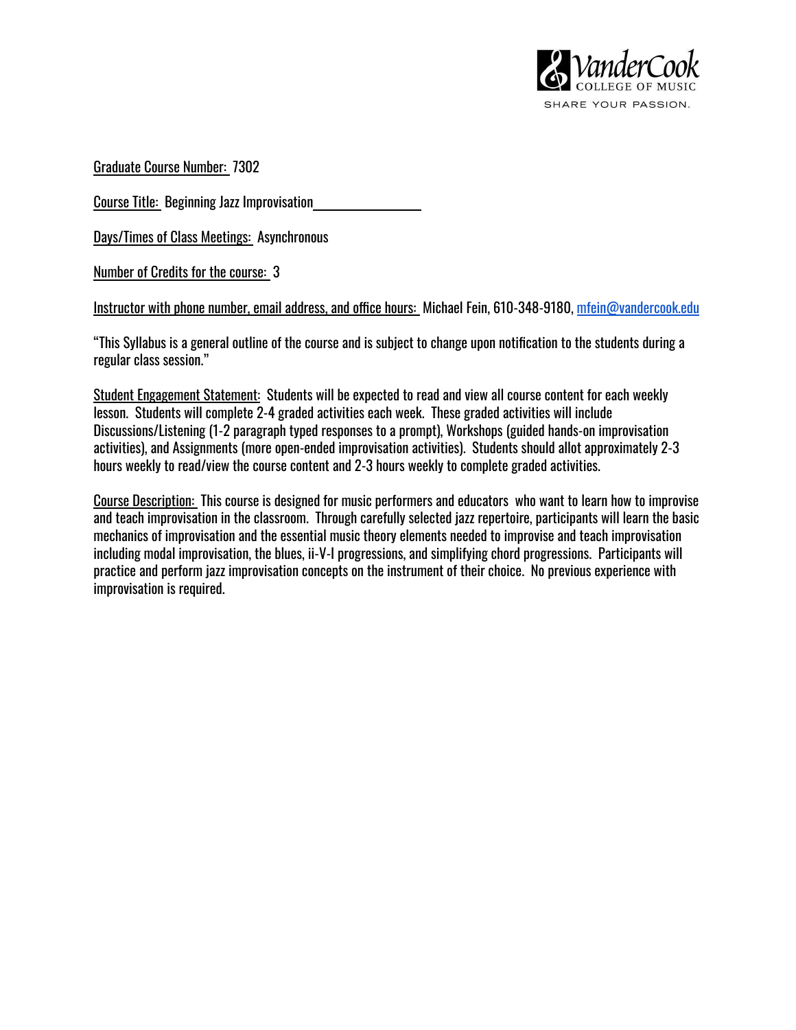VanderCook COLLEGE OF MUSIC

SHARE YOUR PASSION.

Graduate Course Number: 7302

Course Title: Beginning Jazz Improvisation

Days/Times of Class Meetings: Asynchronous

Number of Credits for the course: 3

Instructor with phone number, email address, and office hours: Michael Fein, 610-348-9180, mfein@vandercook.edu

"This Syllabus is a general outline of the course and is subject to change upon notification to the students during a regular class session."

Student Engagement Statement: Students will be expected to read and view all course content for each weekly lesson. Students will complete 2-4 graded activities each week. These graded activities will include Discussions/Listening (1-2 paragraph typed responses to a prompt), Workshops (guided hands-on improvisation activities), and Assignments (more open-ended improvisation activities). Students should allot approximately 2-3 hours weekly to read/view the course content and 2-3 hours weekly to complete graded activities.

Course Description: This course is designed for music performers and educators who want to learn how to improvise and teach improvisation in the classroom. Through carefully selected jazz repertoire, participants will learn the basic mechanics of improvisation and the essential music theory elements needed to improvise and teach improvisation including modal improvisation, the blues, ii-V-I progressions, and simplifying chord progressions. Participants will practice and perform jazz improvisation concepts on the instrument of their choice. No previous experience with improvisation is required.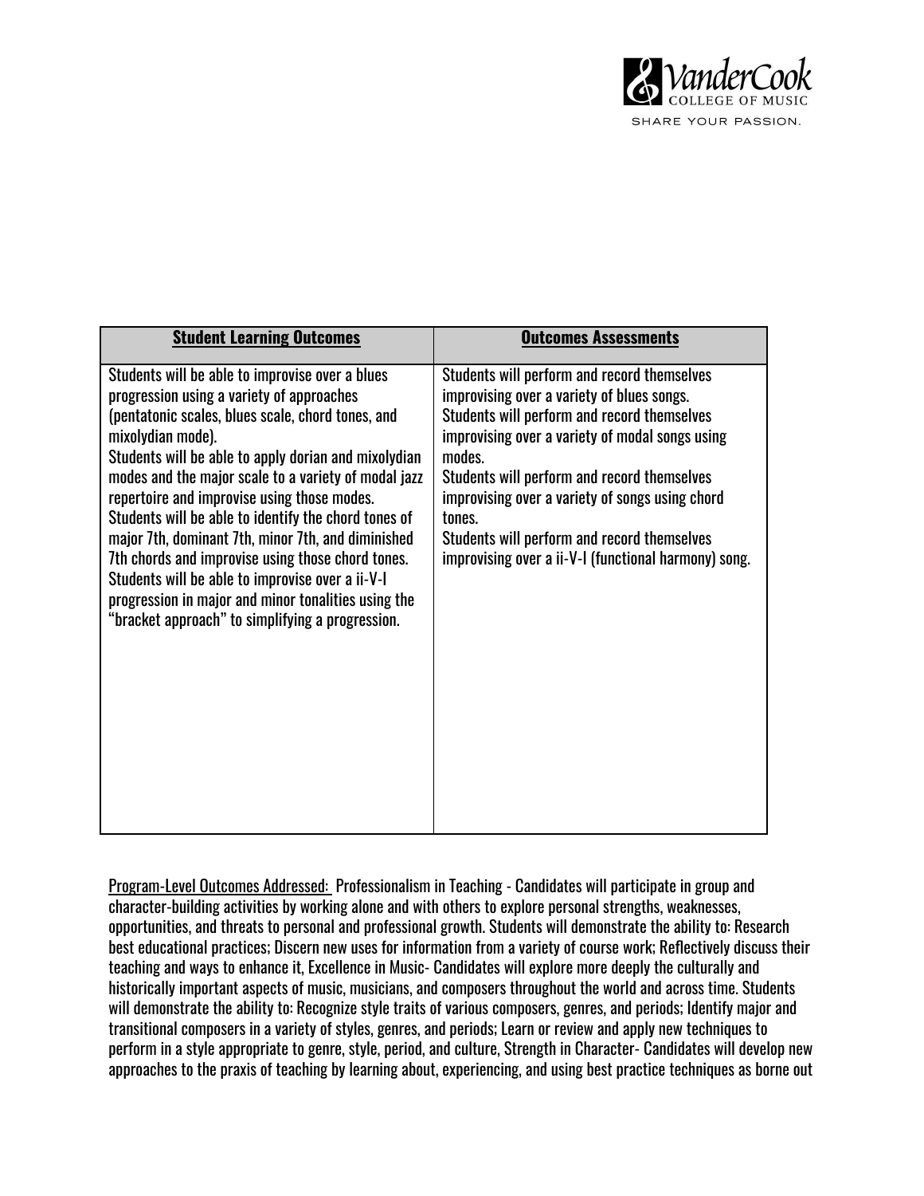| **Student Learning Outcomes** | **Outcomes Assessments** |
|---|---|
| Students will be able to improvise over a blues progression using a variety of approaches (pentatonic scales, blues scale, chord tones, and mixolydian mode).<br>Students will be able to apply dorian and mixolydian modes and the major scale to a variety of modal jazz repertoire and improvise using those modes.<br>Students will be able to identify the chord tones of major 7th, dominant 7th, minor 7th, and diminished 7th chords and improvise using those chord tones.<br>Students will be able to improvise over a ii-V-I progression in major and minor tonalities using the "bracket approach" to simplifying a progression. | Students will perform and record themselves improvising over a variety of blues songs.<br>Students will perform and record themselves improvising over a variety of modal songs using modes.<br>Students will perform and record themselves improvising over a variety of songs using chord tones.<br>Students will perform and record themselves improvising over a ii-V-I (functional harmony) song. |

Program-Level Outcomes Addressed: Professionalism in Teaching - Candidates will participate in group and character-building activities by working alone and with others to explore personal strengths, weaknesses, opportunities, and threats to personal and professional growth. Students will demonstrate the ability to: Research best educational practices; Discern new uses for information from a variety of course work; Reflectively discuss their teaching and ways to enhance it, Excellence in Music- Candidates will explore more deeply the culturally and historically important aspects of music, musicians, and composers throughout the world and across time. Students will demonstrate the ability to: Recognize style traits of various composers, genres, and periods; Identify major and transitional composers in a variety of styles, genres, and periods; Learn or review and apply new techniques to perform in a style appropriate to genre, style, period, and culture, Strength in Character- Candidates will develop new approaches to the praxis of teaching by learning about, experiencing, and using best practice techniques as borne out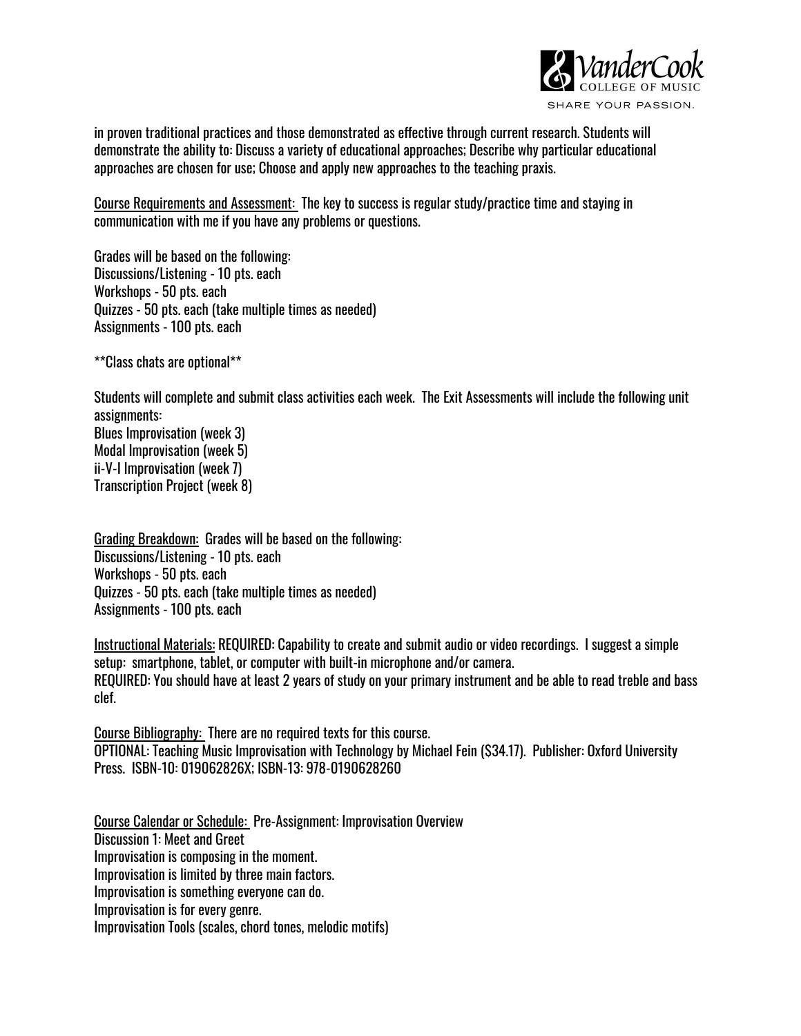in proven traditional practices and those demonstrated as effective through current research. Students will demonstrate the ability to: Discuss a variety of educational approaches; Describe why particular educational approaches are chosen for use; Choose and apply new approaches to the teaching praxis.

<u>Course Requirements and Assessment:</u> The key to success is regular study/practice time and staying in communication with me if you have any problems or questions.

Grades will be based on the following:
Discussions/Listening - 10 pts. each
Workshops - 50 pts. each
Quizzes - 50 pts. each (take multiple times as needed)
Assignments - 100 pts. each

**Class chats are optional**

Students will complete and submit class activities each week. The Exit Assessments will include the following unit assignments:
Blues Improvisation (week 3)
Modal Improvisation (week 5)
ii-V-I Improvisation (week 7)
Transcription Project (week 8)

<u>Grading Breakdown:</u> Grades will be based on the following:
Discussions/Listening - 10 pts. each
Workshops - 50 pts. each
Quizzes - 50 pts. each (take multiple times as needed)
Assignments - 100 pts. each

<u>Instructional Materials:</u> REQUIRED: Capability to create and submit audio or video recordings. I suggest a simple setup: smartphone, tablet, or computer with built-in microphone and/or camera.
REQUIRED: You should have at least 2 years of study on your primary instrument and be able to read treble and bass clef.

<u>Course Bibliography:</u> There are no required texts for this course.
OPTIONAL: Teaching Music Improvisation with Technology by Michael Fein ($34.17). Publisher: Oxford University Press. ISBN-10: 019062826X; ISBN-13: 978-0190628260

<u>Course Calendar or Schedule:</u> Pre-Assignment: Improvisation Overview
Discussion 1: Meet and Greet
Improvisation is composing in the moment.
Improvisation is limited by three main factors.
Improvisation is something everyone can do.
Improvisation is for every genre.
Improvisation Tools (scales, chord tones, melodic motifs)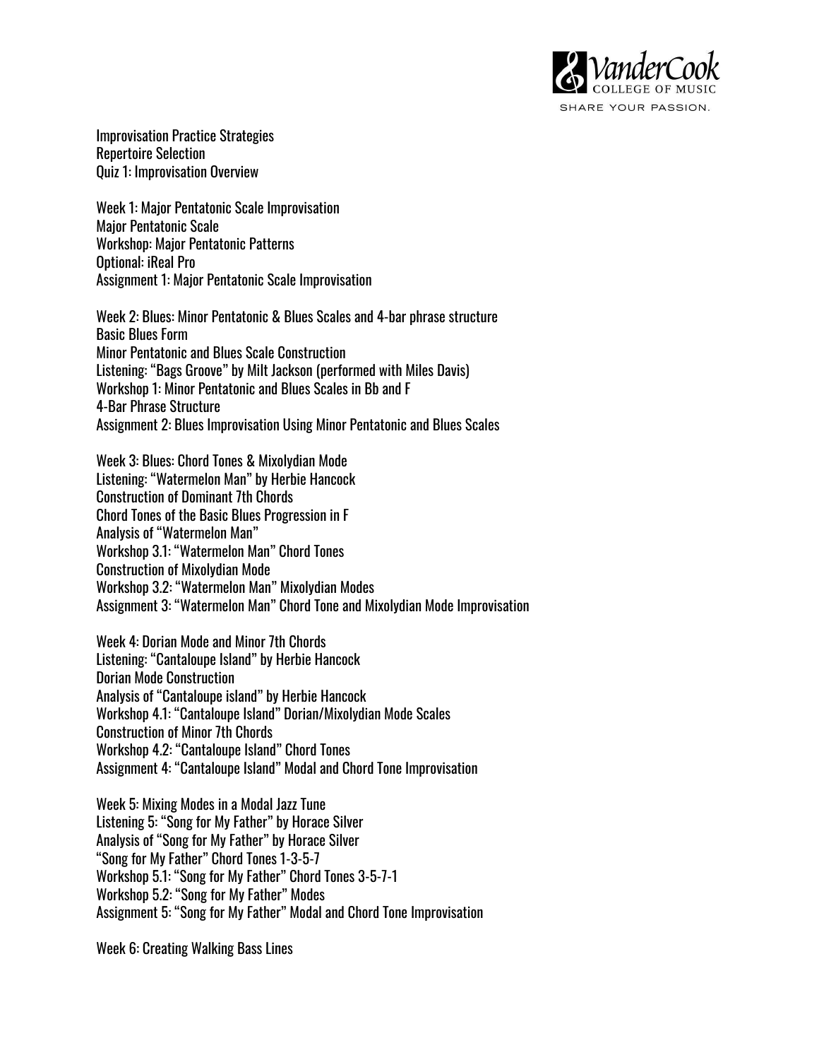Improvisation Practice Strategies
Repertoire Selection
Quiz 1: Improvisation Overview

Week 1: Major Pentatonic Scale Improvisation
Major Pentatonic Scale
Workshop: Major Pentatonic Patterns
Optional: iReal Pro
Assignment 1: Major Pentatonic Scale Improvisation

Week 2: Blues: Minor Pentatonic & Blues Scales and 4-bar phrase structure
Basic Blues Form
Minor Pentatonic and Blues Scale Construction
Listening: "Bags Groove" by Milt Jackson (performed with Miles Davis)
Workshop 1: Minor Pentatonic and Blues Scales in Bb and F
4-Bar Phrase Structure
Assignment 2: Blues Improvisation Using Minor Pentatonic and Blues Scales

Week 3: Blues: Chord Tones & Mixolydian Mode
Listening: "Watermelon Man" by Herbie Hancock
Construction of Dominant 7th Chords
Chord Tones of the Basic Blues Progression in F
Analysis of "Watermelon Man"
Workshop 3.1: "Watermelon Man" Chord Tones
Construction of Mixolydian Mode
Workshop 3.2: "Watermelon Man" Mixolydian Modes
Assignment 3: "Watermelon Man" Chord Tone and Mixolydian Mode Improvisation

Week 4: Dorian Mode and Minor 7th Chords
Listening: "Cantaloupe Island" by Herbie Hancock
Dorian Mode Construction
Analysis of "Cantaloupe island" by Herbie Hancock
Workshop 4.1: "Cantaloupe Island" Dorian/Mixolydian Mode Scales
Construction of Minor 7th Chords
Workshop 4.2: "Cantaloupe Island" Chord Tones
Assignment 4: "Cantaloupe Island" Modal and Chord Tone Improvisation

Week 5: Mixing Modes in a Modal Jazz Tune
Listening 5: "Song for My Father" by Horace Silver
Analysis of "Song for My Father" by Horace Silver
"Song for My Father" Chord Tones 1-3-5-7
Workshop 5.1: "Song for My Father" Chord Tones 3-5-7-1
Workshop 5.2: "Song for My Father" Modes
Assignment 5: "Song for My Father" Modal and Chord Tone Improvisation

Week 6: Creating Walking Bass Lines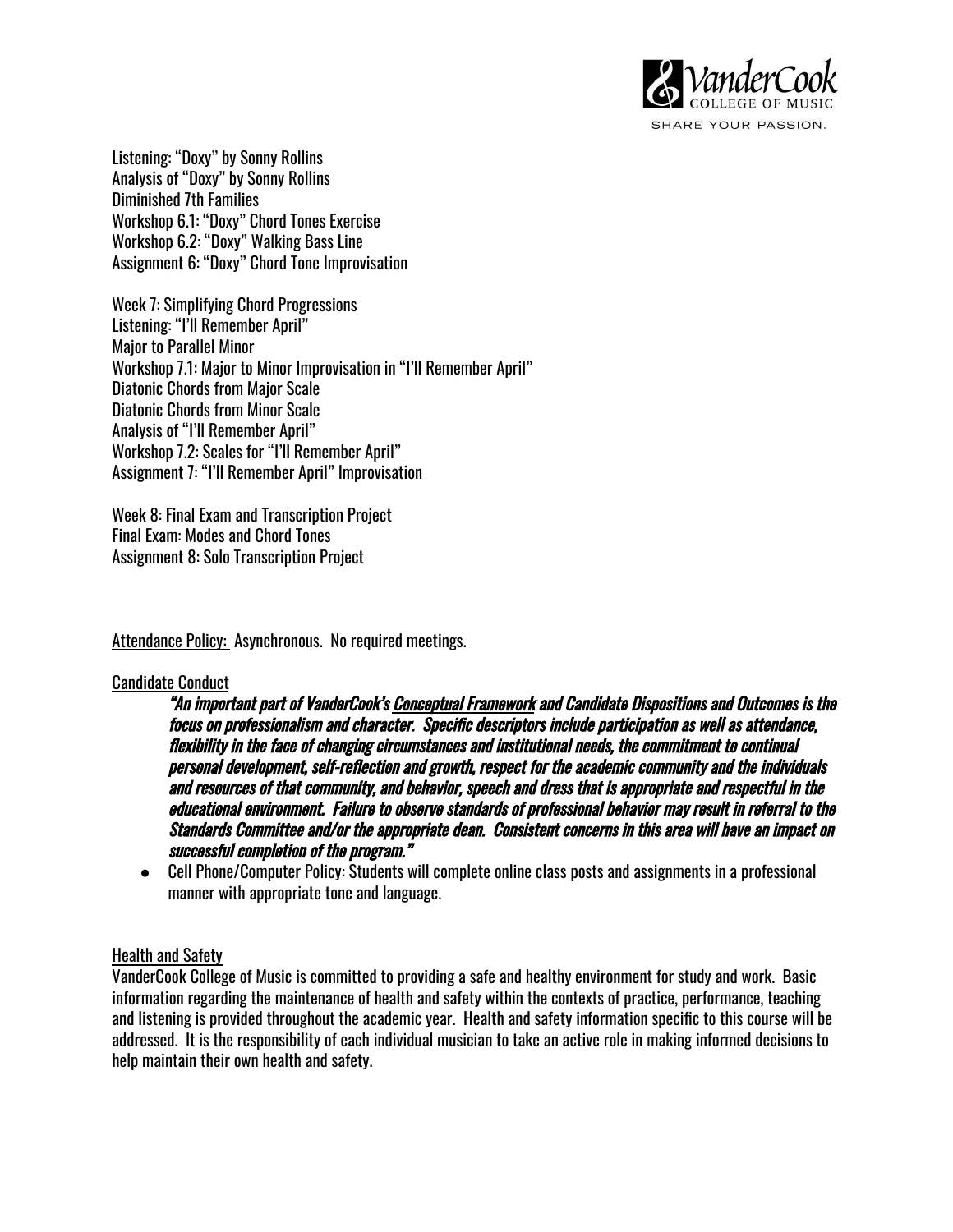Listening: "Doxy" by Sonny Rollins
Analysis of "Doxy" by Sonny Rollins
Diminished 7th Families
Workshop 6.1: "Doxy" Chord Tones Exercise
Workshop 6.2: "Doxy" Walking Bass Line
Assignment 6: "Doxy" Chord Tone Improvisation

Week 7: Simplifying Chord Progressions
Listening: "I'll Remember April"
Major to Parallel Minor
Workshop 7.1: Major to Minor Improvisation in "I'll Remember April"
Diatonic Chords from Major Scale
Diatonic Chords from Minor Scale
Analysis of "I'll Remember April"
Workshop 7.2: Scales for "I'll Remember April"
Assignment 7: "I'll Remember April" Improvisation

Week 8: Final Exam and Transcription Project
Final Exam: Modes and Chord Tones
Assignment 8: Solo Transcription Project

<u>Attendance Policy:</u> Asynchronous. No required meetings.

<u>Candidate Conduct</u>

> ***"An important part of VanderCook's <u>Conceptual Framework</u> and Candidate Dispositions and Outcomes is the focus on professionalism and character. Specific descriptors include participation as well as attendance, flexibility in the face of changing circumstances and institutional needs, the commitment to continual personal development, self-reflection and growth, respect for the academic community and the individuals and resources of that community, and behavior, speech and dress that is appropriate and respectful in the educational environment. Failure to observe standards of professional behavior may result in referral to the Standards Committee and/or the appropriate dean. Consistent concerns in this area will have an impact on successful completion of the program."***

- Cell Phone/Computer Policy: Students will complete online class posts and assignments in a professional manner with appropriate tone and language.

<u>Health and Safety</u>

VanderCook College of Music is committed to providing a safe and healthy environment for study and work. Basic information regarding the maintenance of health and safety within the contexts of practice, performance, teaching and listening is provided throughout the academic year. Health and safety information specific to this course will be addressed. It is the responsibility of each individual musician to take an active role in making informed decisions to help maintain their own health and safety.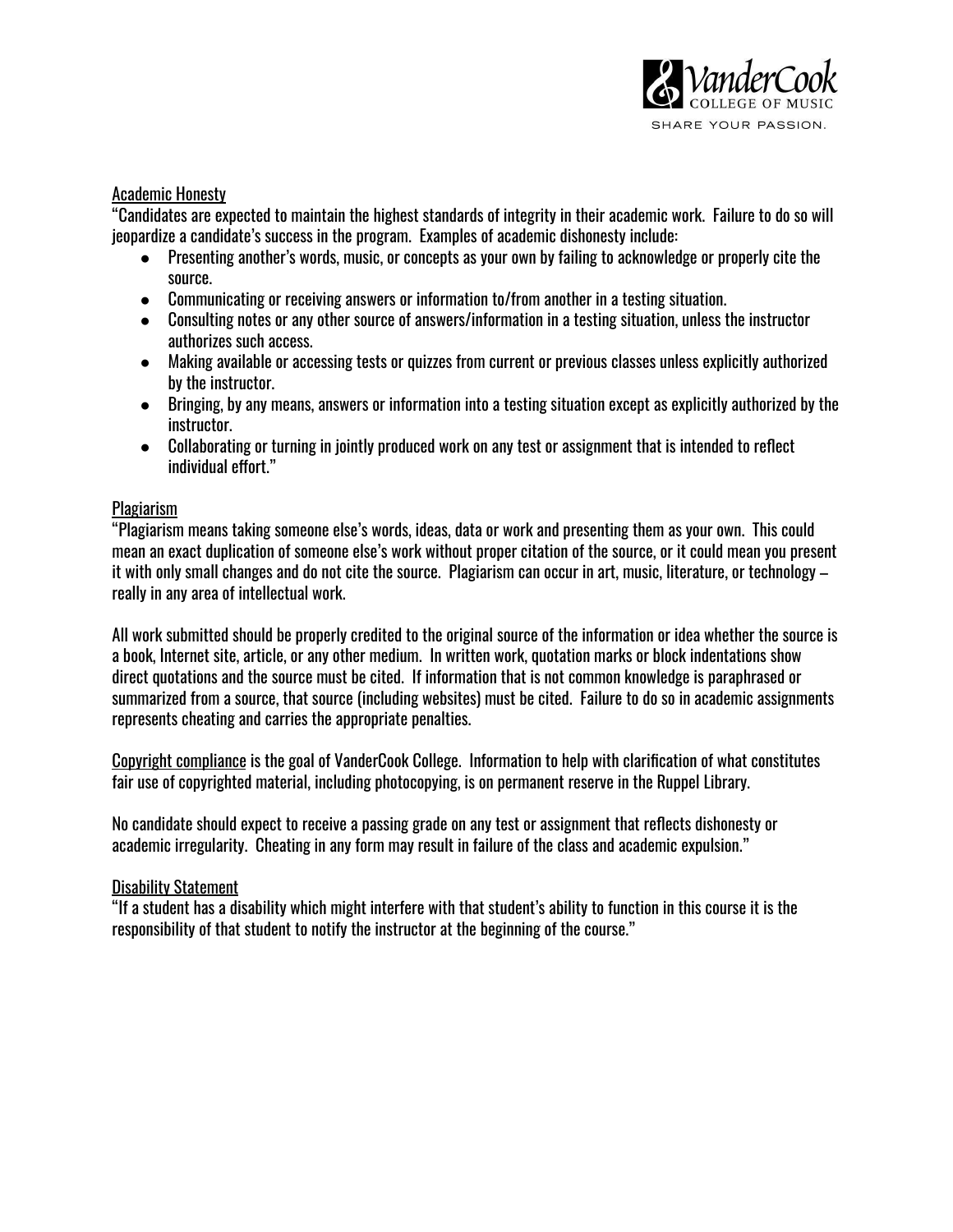## Academic Honesty

"Candidates are expected to maintain the highest standards of integrity in their academic work. Failure to do so will jeopardize a candidate's success in the program. Examples of academic dishonesty include:

- Presenting another's words, music, or concepts as your own by failing to acknowledge or properly cite the source.
- Communicating or receiving answers or information to/from another in a testing situation.
- Consulting notes or any other source of answers/information in a testing situation, unless the instructor authorizes such access.
- Making available or accessing tests or quizzes from current or previous classes unless explicitly authorized by the instructor.
- Bringing, by any means, answers or information into a testing situation except as explicitly authorized by the instructor.
- Collaborating or turning in jointly produced work on any test or assignment that is intended to reflect individual effort."

## Plagiarism

"Plagiarism means taking someone else's words, ideas, data or work and presenting them as your own. This could mean an exact duplication of someone else's work without proper citation of the source, or it could mean you present it with only small changes and do not cite the source. Plagiarism can occur in art, music, literature, or technology – really in any area of intellectual work.

All work submitted should be properly credited to the original source of the information or idea whether the source is a book, Internet site, article, or any other medium. In written work, quotation marks or block indentations show direct quotations and the source must be cited. If information that is not common knowledge is paraphrased or summarized from a source, that source (including websites) must be cited. Failure to do so in academic assignments represents cheating and carries the appropriate penalties.

Copyright compliance is the goal of VanderCook College. Information to help with clarification of what constitutes fair use of copyrighted material, including photocopying, is on permanent reserve in the Ruppel Library.

No candidate should expect to receive a passing grade on any test or assignment that reflects dishonesty or academic irregularity. Cheating in any form may result in failure of the class and academic expulsion."

## Disability Statement

"If a student has a disability which might interfere with that student's ability to function in this course it is the responsibility of that student to notify the instructor at the beginning of the course."